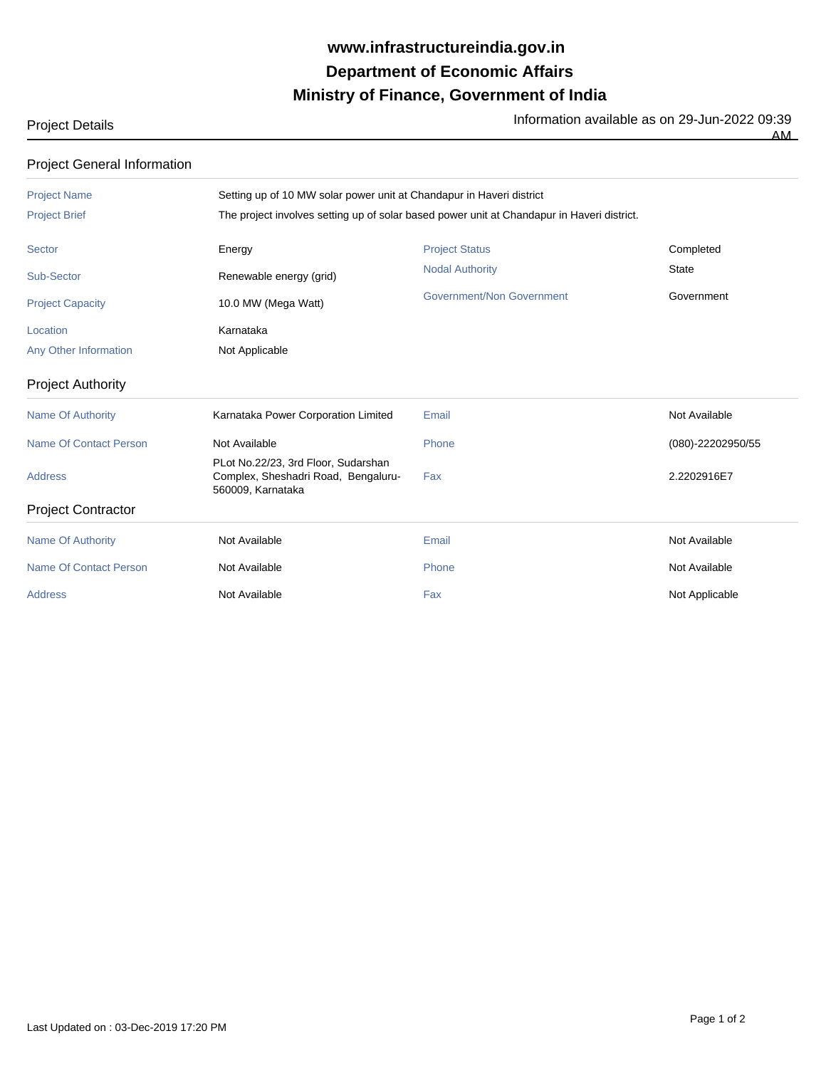# www.infrastructureindia.gov.in
# Department of Economic Affairs
# Ministry of Finance, Government of India

Project Details

Information available as on 29-Jun-2022 09:39 AM

## Project General Information

| | |
|---|---|
| Project Name | Setting up of 10 MW solar power unit at Chandapur in Haveri district |
| Project Brief | The project involves setting up of solar based power unit at Chandapur in Haveri district. |

| | | | |
|---|---|---|---|
| Sector | Energy | Project Status | Completed |
| Sub-Sector | Renewable energy (grid) | Nodal Authority | State |
| Project Capacity | 10.0 MW (Mega Watt) | Government/Non Government | Government |
| Location | Karnataka | | |
| Any Other Information | Not Applicable | | |

## Project Authority

| | | | |
|---|---|---|---|
| Name Of Authority | Karnataka Power Corporation Limited | Email | Not Available |
| Name Of Contact Person | Not Available | Phone | (080)-22202950/55 |
| Address | PLot No.22/23, 3rd Floor, Sudarshan Complex, Sheshadri Road, Bengaluru-560009, Karnataka | Fax | 2.2202916E7 |

## Project Contractor

| | | | |
|---|---|---|---|
| Name Of Authority | Not Available | Email | Not Available |
| Name Of Contact Person | Not Available | Phone | Not Available |
| Address | Not Available | Fax | Not Applicable |

Last Updated on : 03-Dec-2019 17:20 PM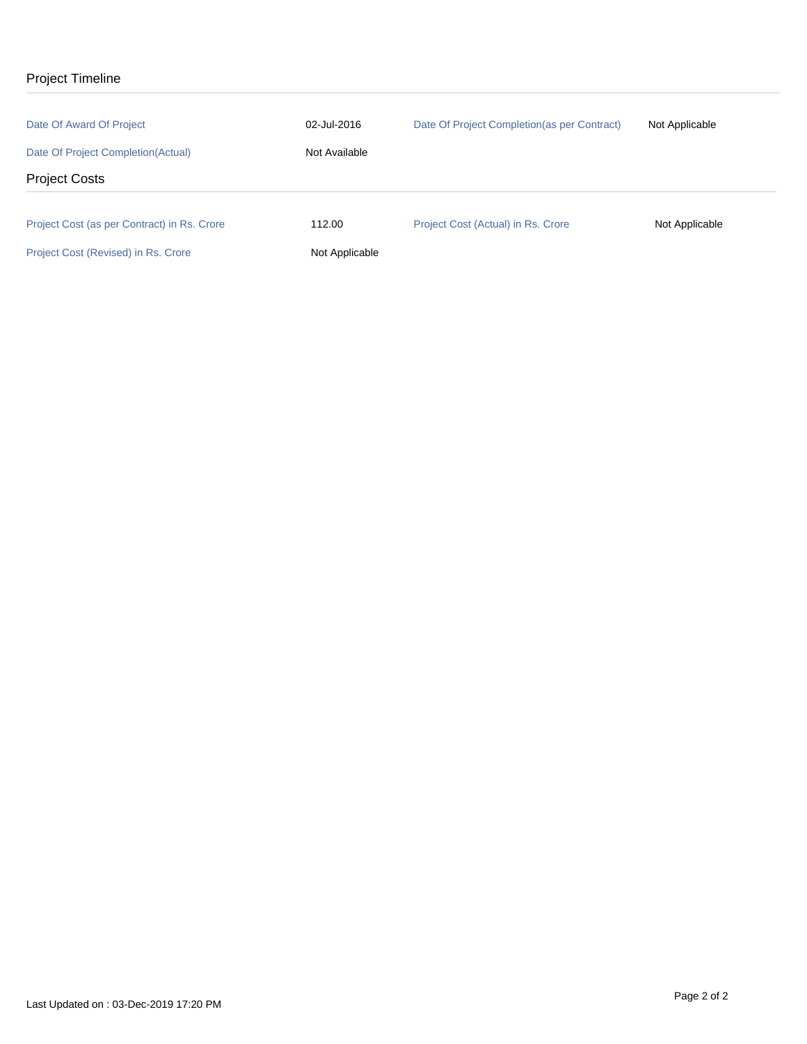## Project Timeline

| | | | |
|---|---|---|---|
| Date Of Award Of Project | 02-Jul-2016 | Date Of Project Completion(as per Contract) | Not Applicable |
| Date Of Project Completion(Actual) | Not Available | | |

## Project Costs

| | | | |
|---|---|---|---|
| Project Cost (as per Contract) in Rs. Crore | 112.00 | Project Cost (Actual) in Rs. Crore | Not Applicable |
| Project Cost (Revised) in Rs. Crore | Not Applicable | | |

Last Updated on : 03-Dec-2019 17:20 PM